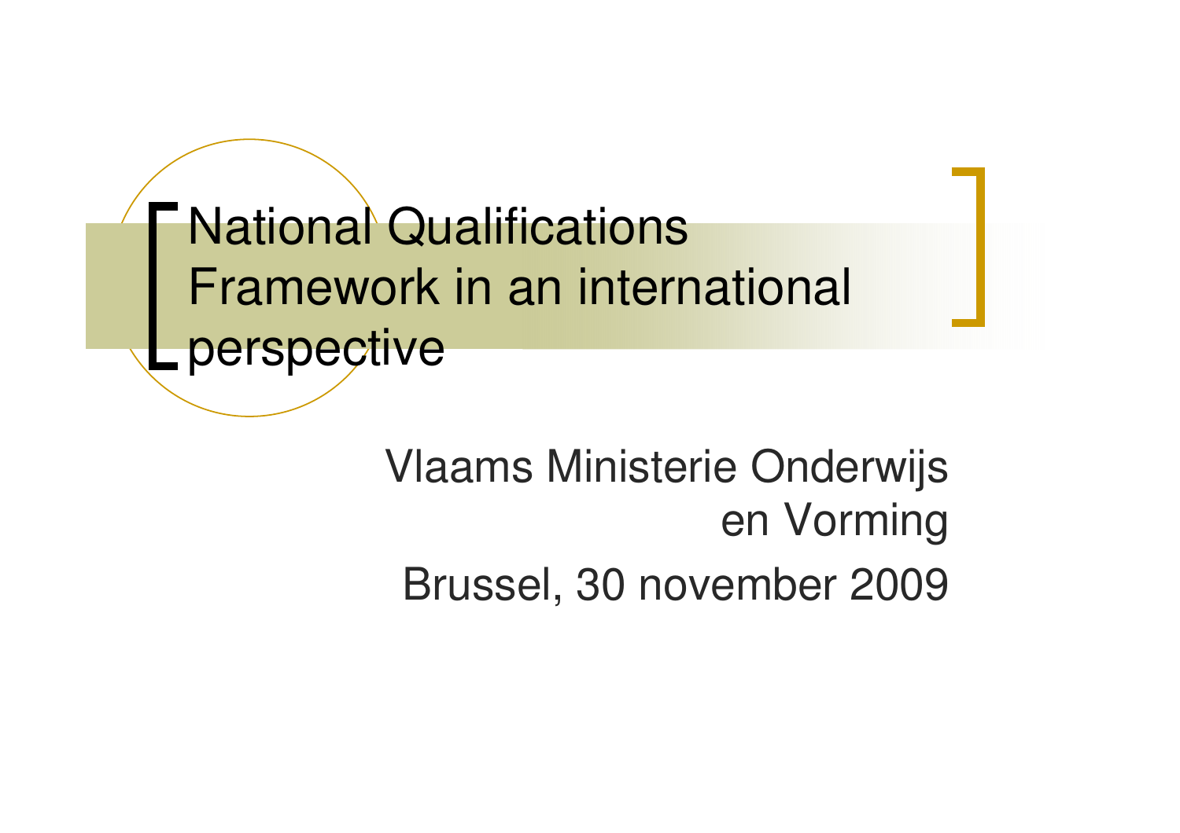# National Qualifications Framework in an international perspective

Vlaams Ministerie Onderwijs en Vorming

Brussel, 30 november 2009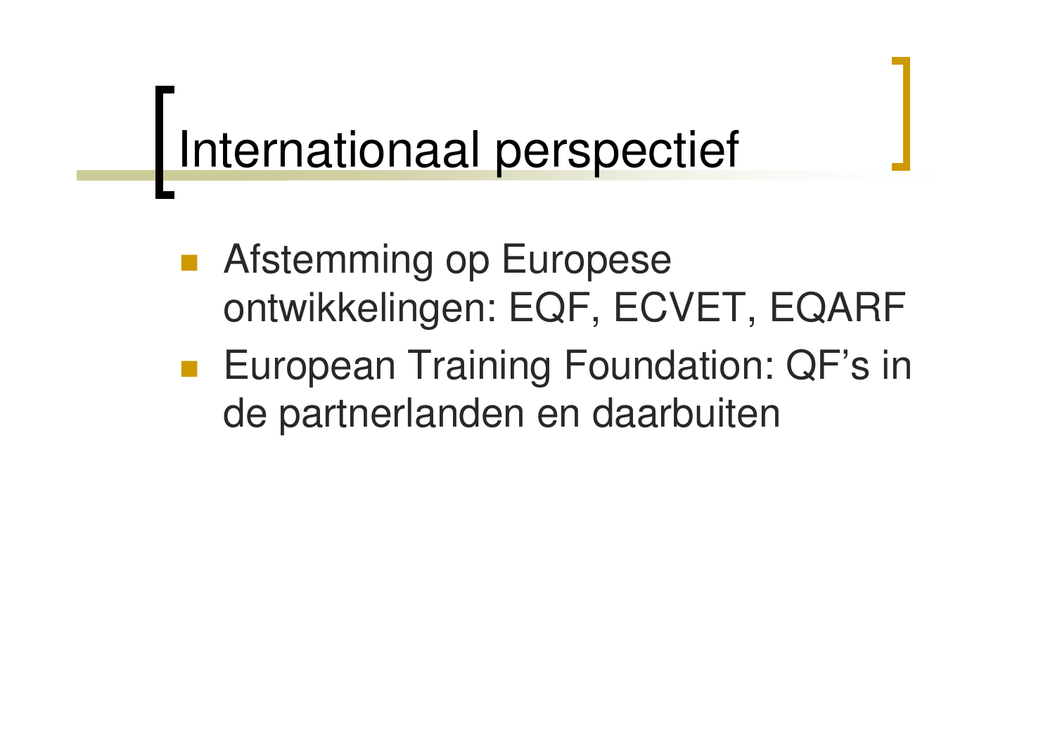# Internationaal perspectief

- Afstemming op Europese ontwikkelingen: EQF, ECVET, EQARF
- European Training Foundation: QF's in de partnerlanden en daarbuiten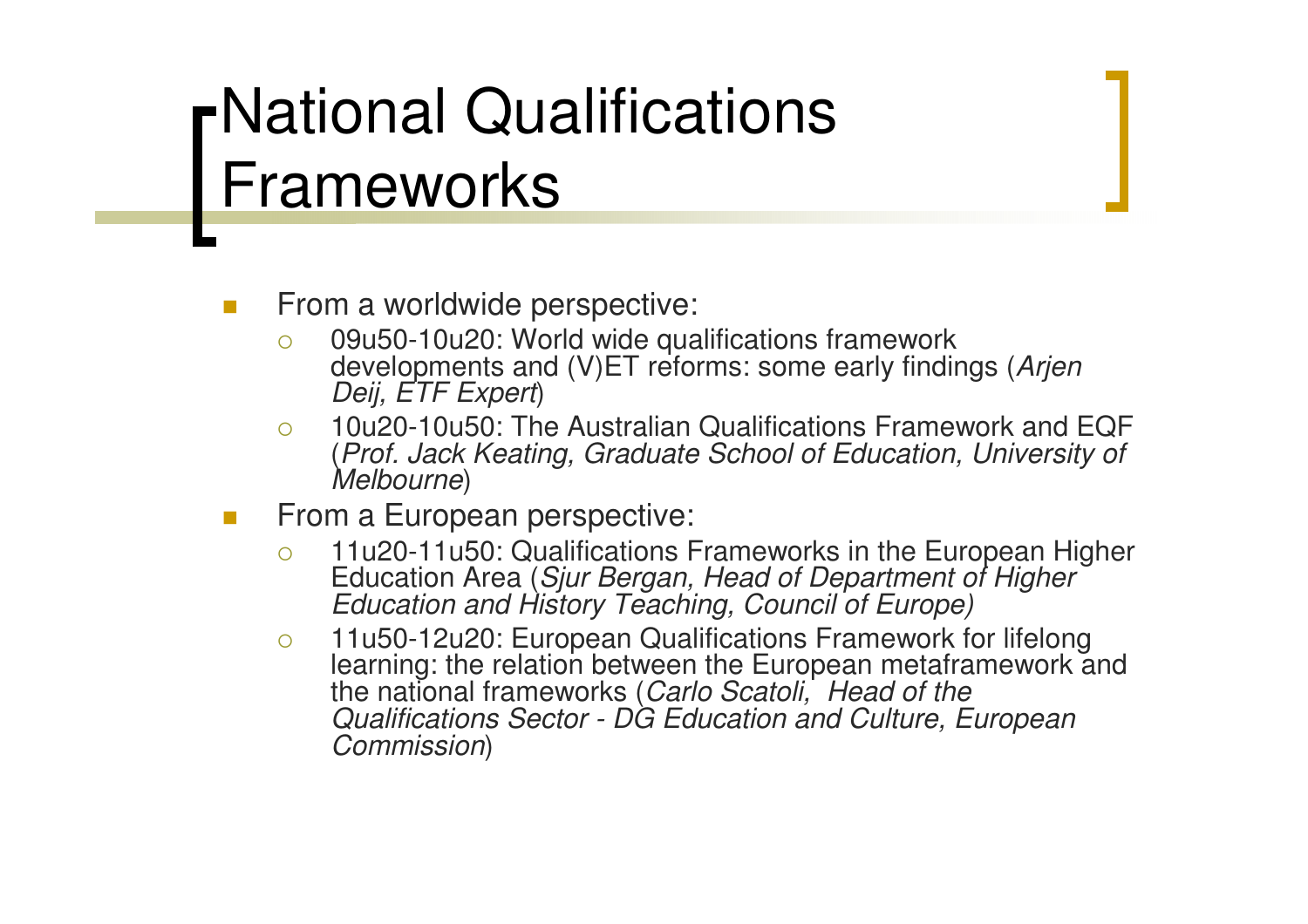# National Qualifications Frameworks

- From a worldwide perspective:
  - 09u50-10u20: World wide qualifications framework developments and (V)ET reforms: some early findings (*Arjen Deij, ETF Expert*)
  - 10u20-10u50: The Australian Qualifications Framework and EQF (*Prof. Jack Keating, Graduate School of Education, University of Melbourne*)
- From a European perspective:
  - 11u20-11u50: Qualifications Frameworks in the European Higher Education Area (*Sjur Bergan, Head of Department of Higher Education and History Teaching, Council of Europe)*
  - 11u50-12u20: European Qualifications Framework for lifelong learning: the relation between the European metaframework and the national frameworks (*Carlo Scatoli, Head of the Qualifications Sector - DG Education and Culture, European Commission*)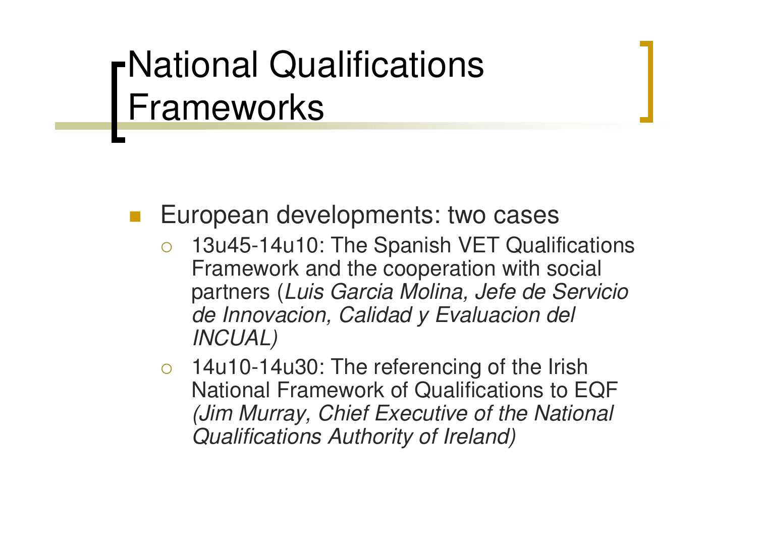# National Qualifications Frameworks

- European developments: two cases
  - 13u45-14u10: The Spanish VET Qualifications Framework and the cooperation with social partners (*Luis Garcia Molina, Jefe de Servicio de Innovacion, Calidad y Evaluacion del INCUAL)*
  - 14u10-14u30: The referencing of the Irish National Framework of Qualifications to EQF *(Jim Murray, Chief Executive of the National Qualifications Authority of Ireland)*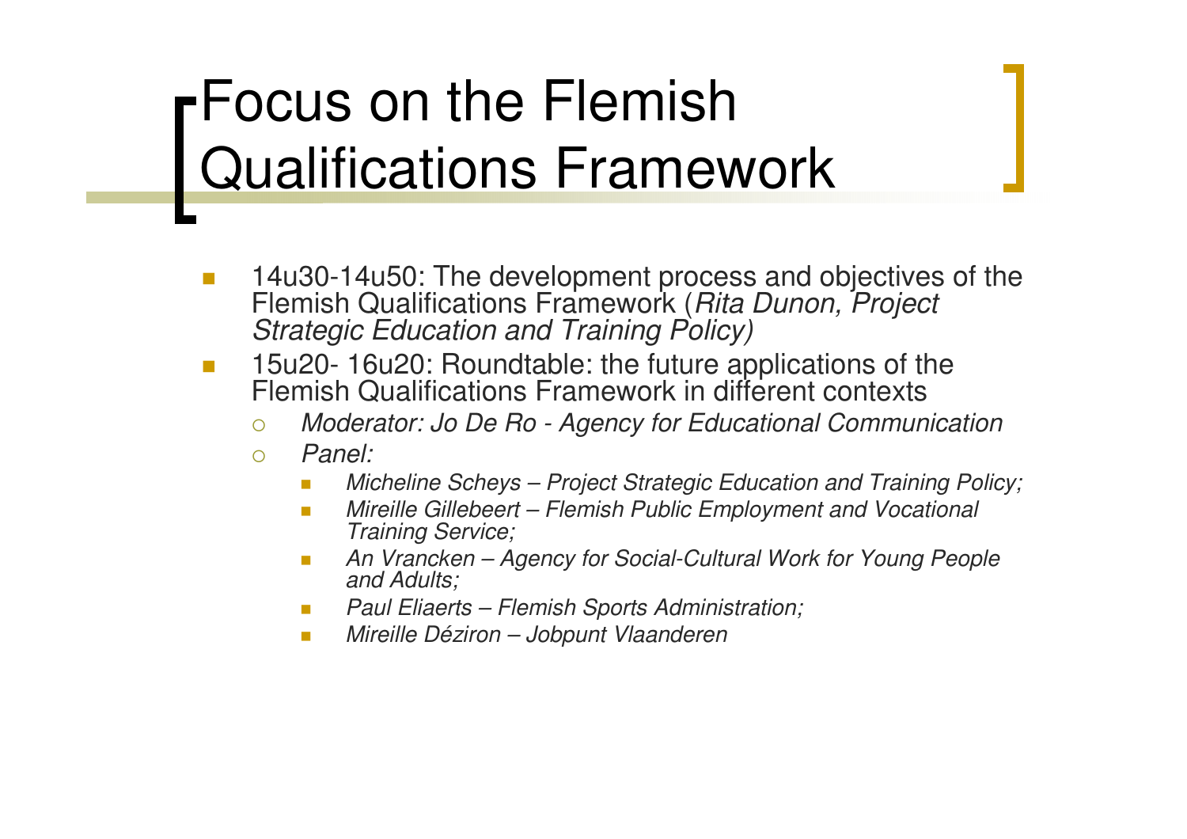# Focus on the Flemish Qualifications Framework

- 14u30-14u50: The development process and objectives of the Flemish Qualifications Framework (*Rita Dunon, Project Strategic Education and Training Policy)*
- 15u20- 16u20: Roundtable: the future applications of the Flemish Qualifications Framework in different contexts
  - *Moderator: Jo De Ro - Agency for Educational Communication*
  - *Panel:*
    - *Micheline Scheys – Project Strategic Education and Training Policy;*
    - *Mireille Gillebeert – Flemish Public Employment and Vocational Training Service;*
    - *An Vrancken – Agency for Social-Cultural Work for Young People and Adults;*
    - *Paul Eliaerts – Flemish Sports Administration;*
    - *Mireille Déziron – Jobpunt Vlaanderen*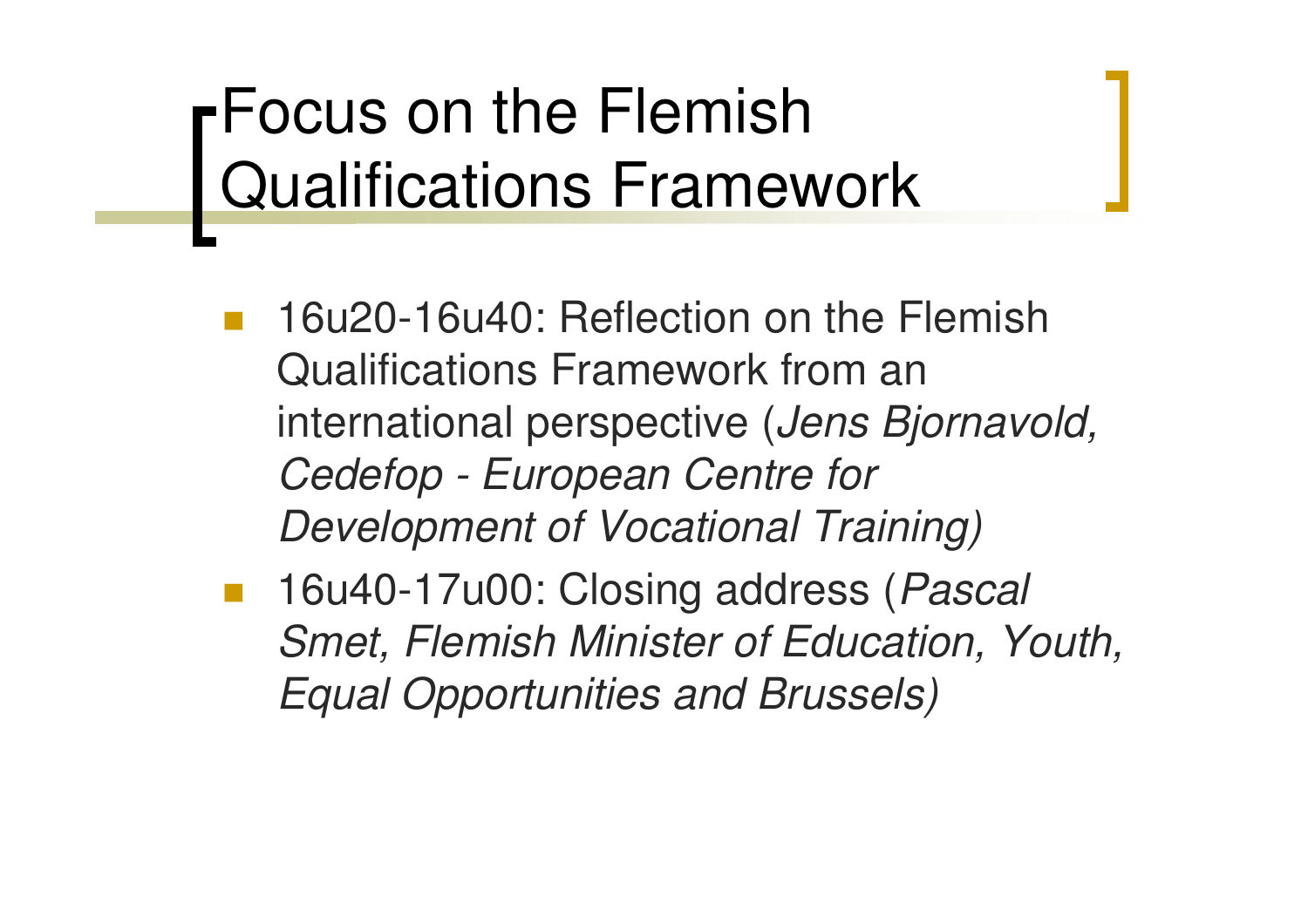# Focus on the Flemish Qualifications Framework

- 16u20-16u40: Reflection on the Flemish Qualifications Framework from an international perspective (*Jens Bjornavold, Cedefop - European Centre for Development of Vocational Training)*
- 16u40-17u00: Closing address (*Pascal Smet, Flemish Minister of Education, Youth, Equal Opportunities and Brussels)*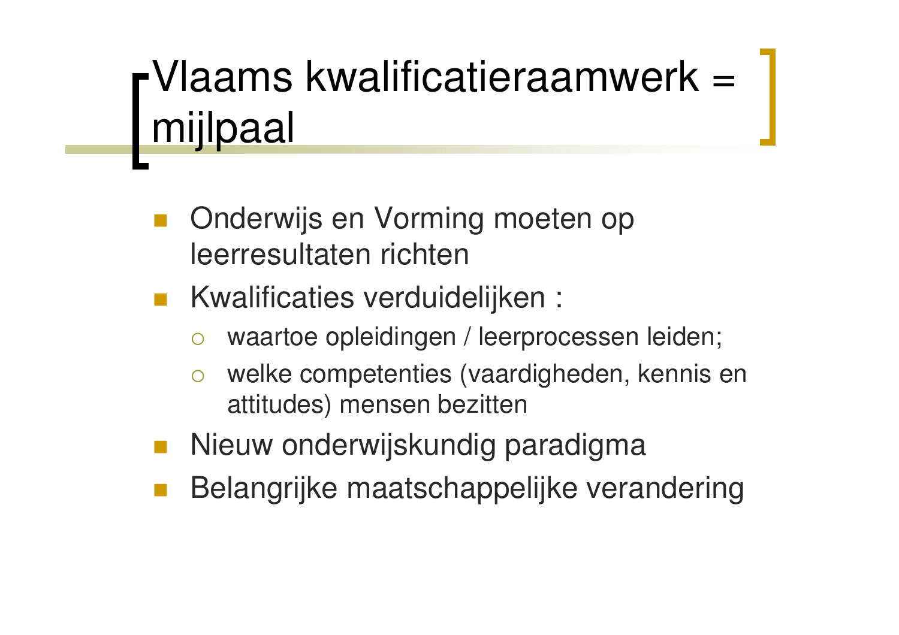# Vlaams kwalificatieraamwerk = mijlpaal

- Onderwijs en Vorming moeten op leerresultaten richten
- Kwalificaties verduidelijken :
  - waartoe opleidingen / leerprocessen leiden;
  - welke competenties (vaardigheden, kennis en attitudes) mensen bezitten
- Nieuw onderwijskundig paradigma
- Belangrijke maatschappelijke verandering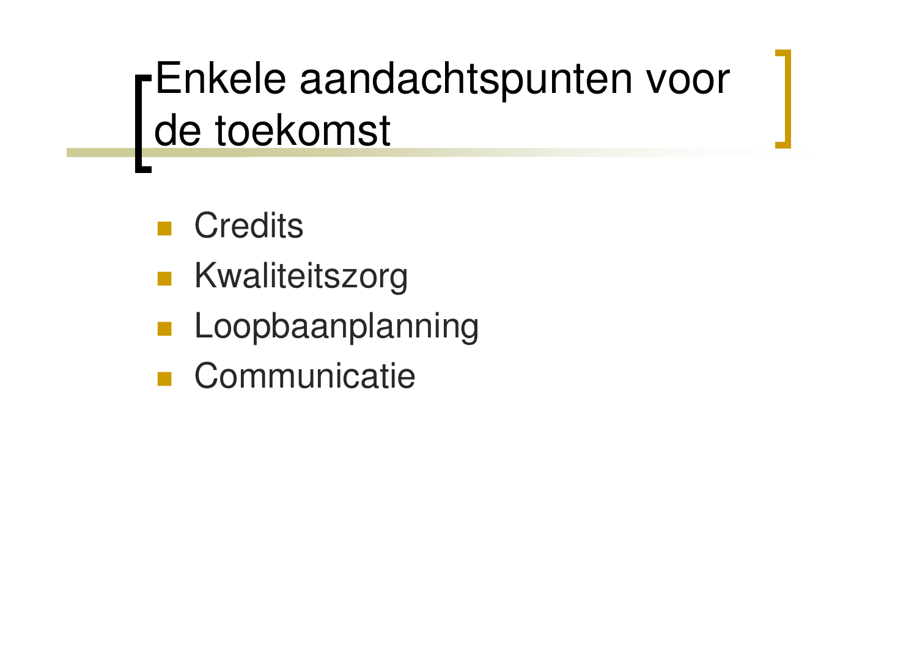# Enkele aandachtspunten voor de toekomst

- Credits
- Kwaliteitszorg
- Loopbaanplanning
- Communicatie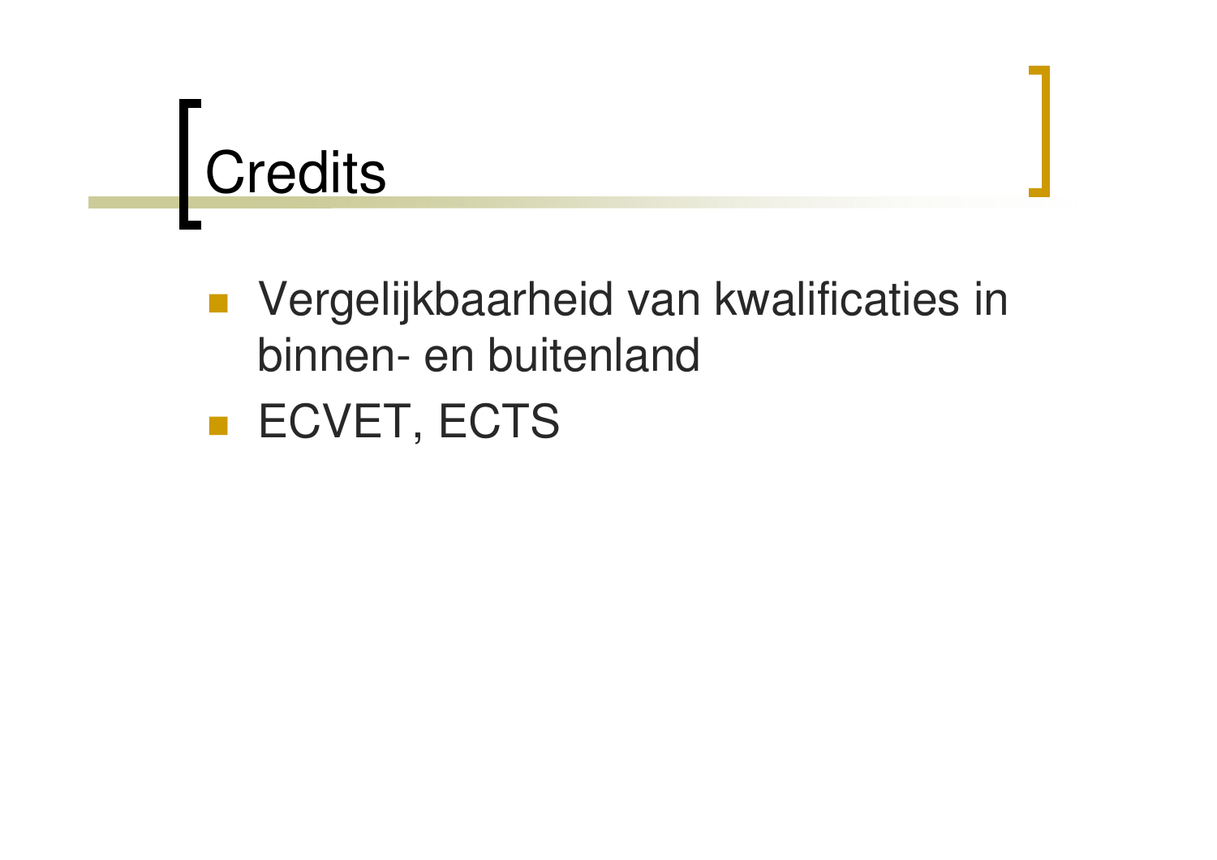# Credits

- Vergelijkbaarheid van kwalificaties in binnen- en buitenland
- ECVET, ECTS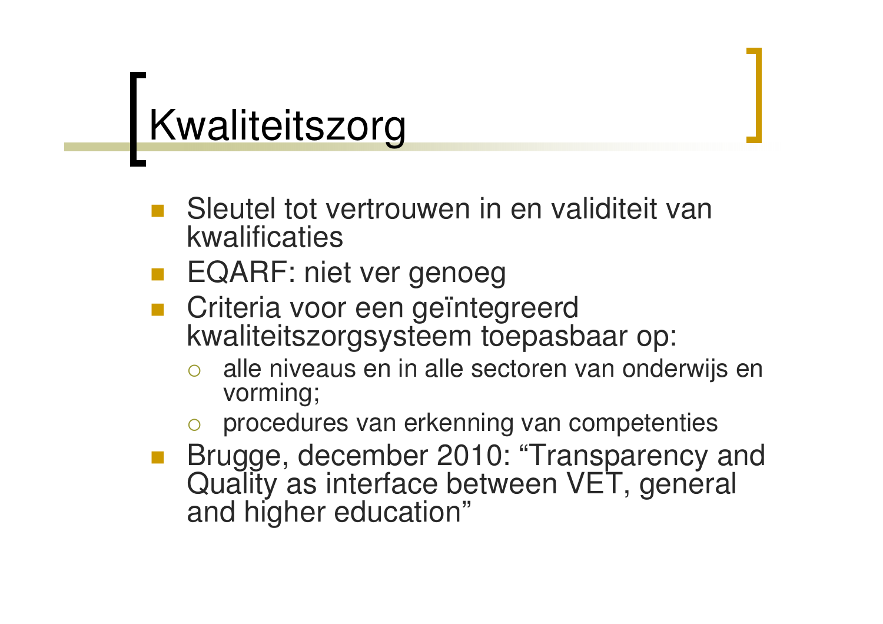# Kwaliteitszorg

- Sleutel tot vertrouwen in en validiteit van kwalificaties
- EQARF: niet ver genoeg
- Criteria voor een geïntegreerd kwaliteitszorgsysteem toepasbaar op:
  - alle niveaus en in alle sectoren van onderwijs en vorming;
  - procedures van erkenning van competenties
- Brugge, december 2010: "Transparency and Quality as interface between VET, general and higher education"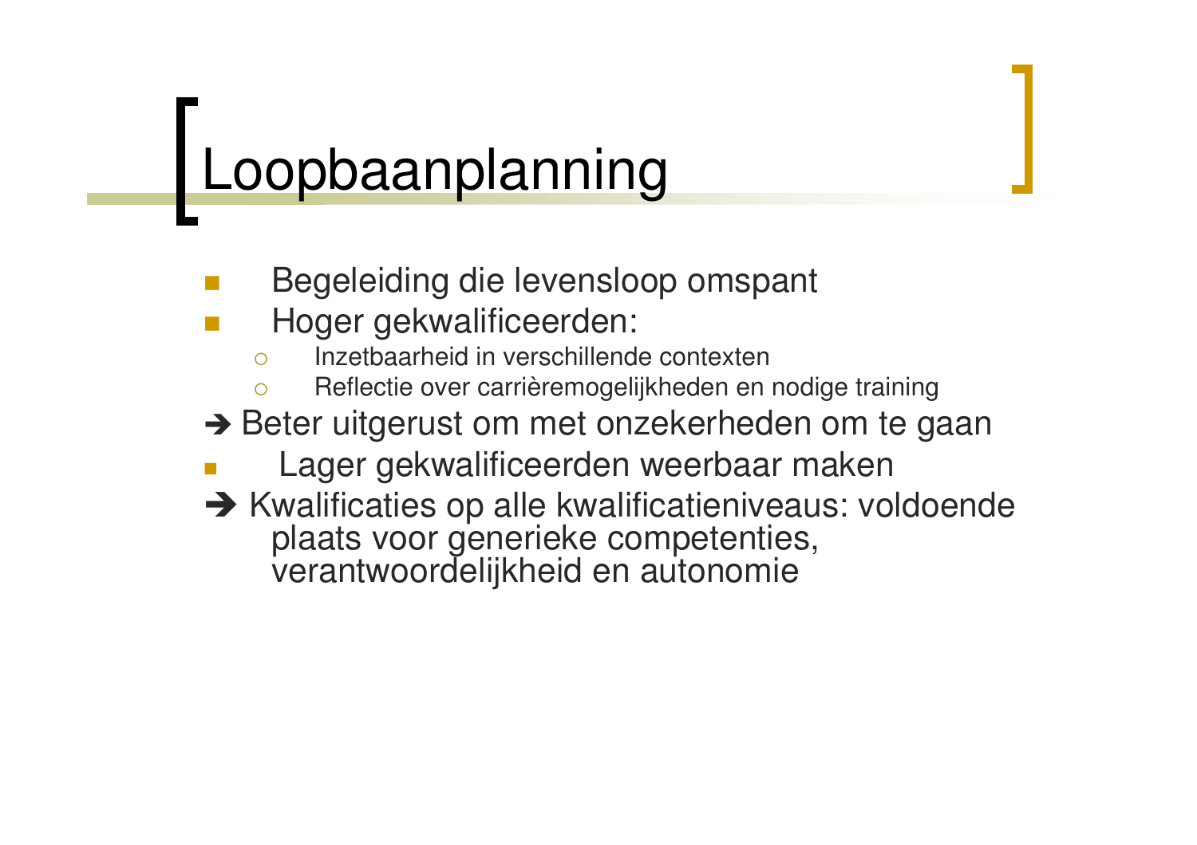# Loopbaanplanning

- Begeleiding die levensloop omspant
- Hoger gekwalificeerden:
  - Inzetbaarheid in verschillende contexten
  - Reflectie over carrièremogelijkheden en nodige training

➔ Beter uitgerust om met onzekerheden om te gaan

- Lager gekwalificeerden weerbaar maken

➔ Kwalificaties op alle kwalificatieniveaus: voldoende plaats voor generieke competenties, verantwoordelijkheid en autonomie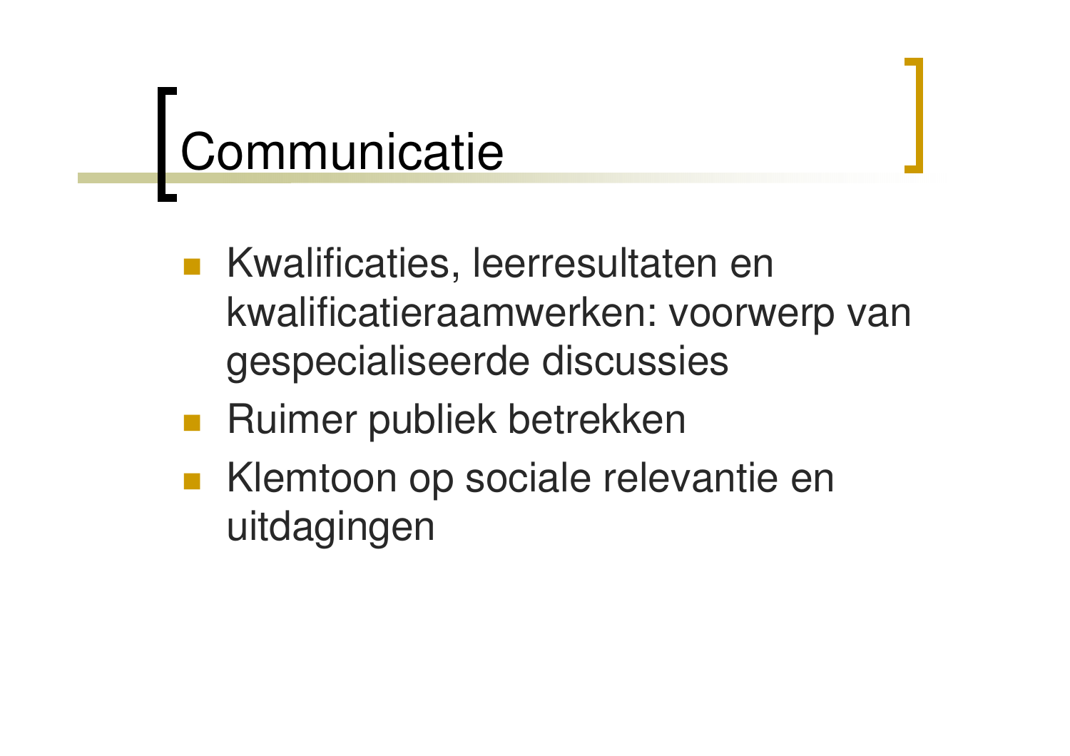# Communicatie

- Kwalificaties, leerresultaten en kwalificatieraamwerken: voorwerp van gespecialiseerde discussies
- Ruimer publiek betrekken
- Klemtoon op sociale relevantie en uitdagingen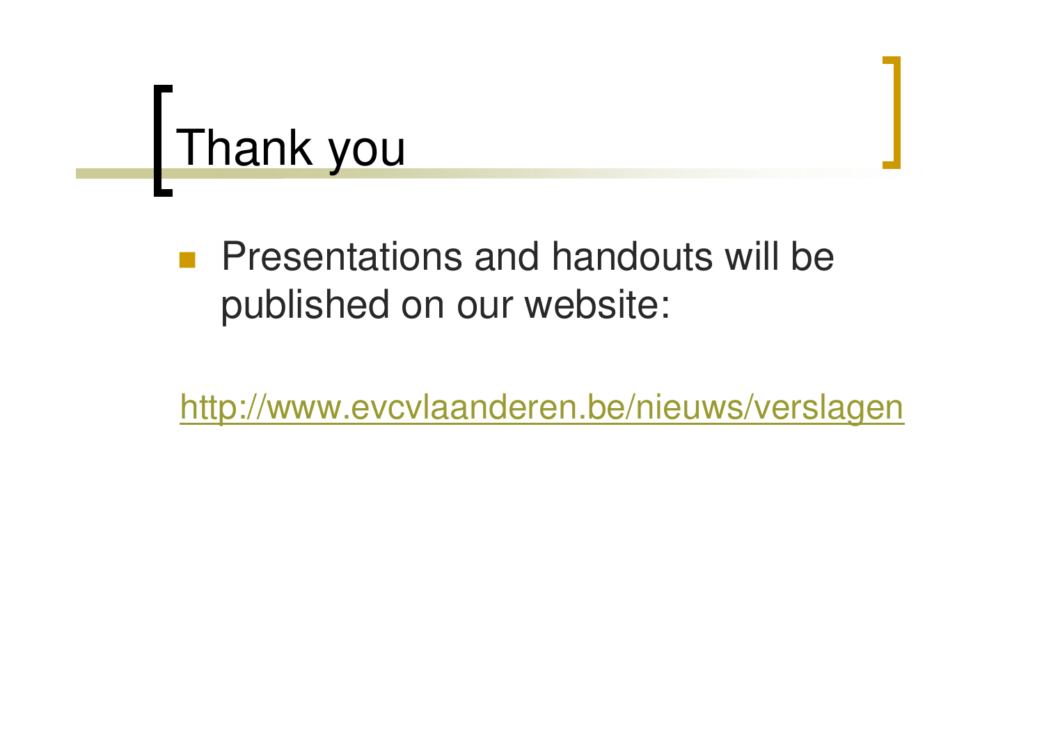# Thank you

- Presentations and handouts will be published on our website:

http://www.evcvlaanderen.be/nieuws/verslagen